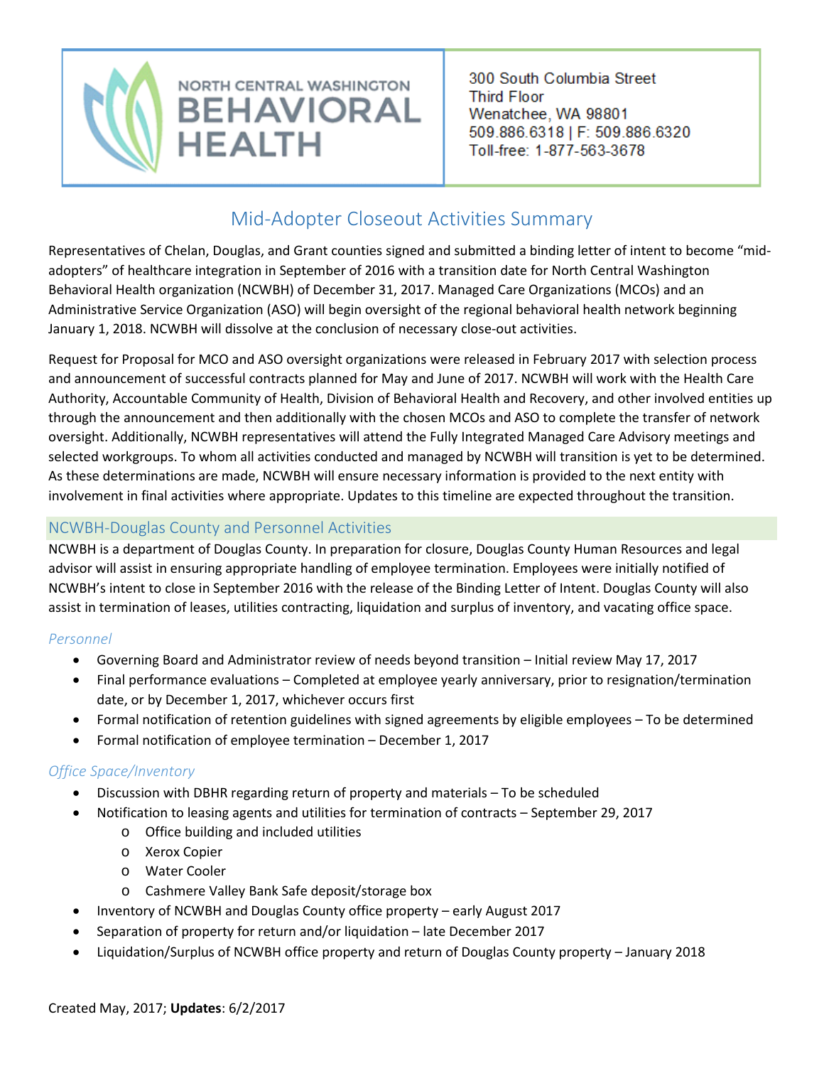NORTH CENTRAL WASHINGTON
BEHAVIORAL
HEALTH

300 South Columbia Street
Third Floor
Wenatchee, WA 98801
509.886.6318 | F: 509.886.6320
Toll-free: 1-877-563-3678

# Mid-Adopter Closeout Activities Summary

Representatives of Chelan, Douglas, and Grant counties signed and submitted a binding letter of intent to become "mid-adopters" of healthcare integration in September of 2016 with a transition date for North Central Washington Behavioral Health organization (NCWBH) of December 31, 2017. Managed Care Organizations (MCOs) and an Administrative Service Organization (ASO) will begin oversight of the regional behavioral health network beginning January 1, 2018. NCWBH will dissolve at the conclusion of necessary close-out activities.

Request for Proposal for MCO and ASO oversight organizations were released in February 2017 with selection process and announcement of successful contracts planned for May and June of 2017. NCWBH will work with the Health Care Authority, Accountable Community of Health, Division of Behavioral Health and Recovery, and other involved entities up through the announcement and then additionally with the chosen MCOs and ASO to complete the transfer of network oversight. Additionally, NCWBH representatives will attend the Fully Integrated Managed Care Advisory meetings and selected workgroups. To whom all activities conducted and managed by NCWBH will transition is yet to be determined. As these determinations are made, NCWBH will ensure necessary information is provided to the next entity with involvement in final activities where appropriate. Updates to this timeline are expected throughout the transition.

## NCWBH-Douglas County and Personnel Activities

NCWBH is a department of Douglas County. In preparation for closure, Douglas County Human Resources and legal advisor will assist in ensuring appropriate handling of employee termination. Employees were initially notified of NCWBH's intent to close in September 2016 with the release of the Binding Letter of Intent. Douglas County will also assist in termination of leases, utilities contracting, liquidation and surplus of inventory, and vacating office space.

### *Personnel*

- Governing Board and Administrator review of needs beyond transition – Initial review May 17, 2017
- Final performance evaluations – Completed at employee yearly anniversary, prior to resignation/termination date, or by December 1, 2017, whichever occurs first
- Formal notification of retention guidelines with signed agreements by eligible employees – To be determined
- Formal notification of employee termination – December 1, 2017

### *Office Space/Inventory*

- Discussion with DBHR regarding return of property and materials – To be scheduled
- Notification to leasing agents and utilities for termination of contracts – September 29, 2017
  - Office building and included utilities
  - Xerox Copier
  - Water Cooler
  - Cashmere Valley Bank Safe deposit/storage box
- Inventory of NCWBH and Douglas County office property – early August 2017
- Separation of property for return and/or liquidation – late December 2017
- Liquidation/Surplus of NCWBH office property and return of Douglas County property – January 2018

Created May, 2017; **Updates**: 6/2/2017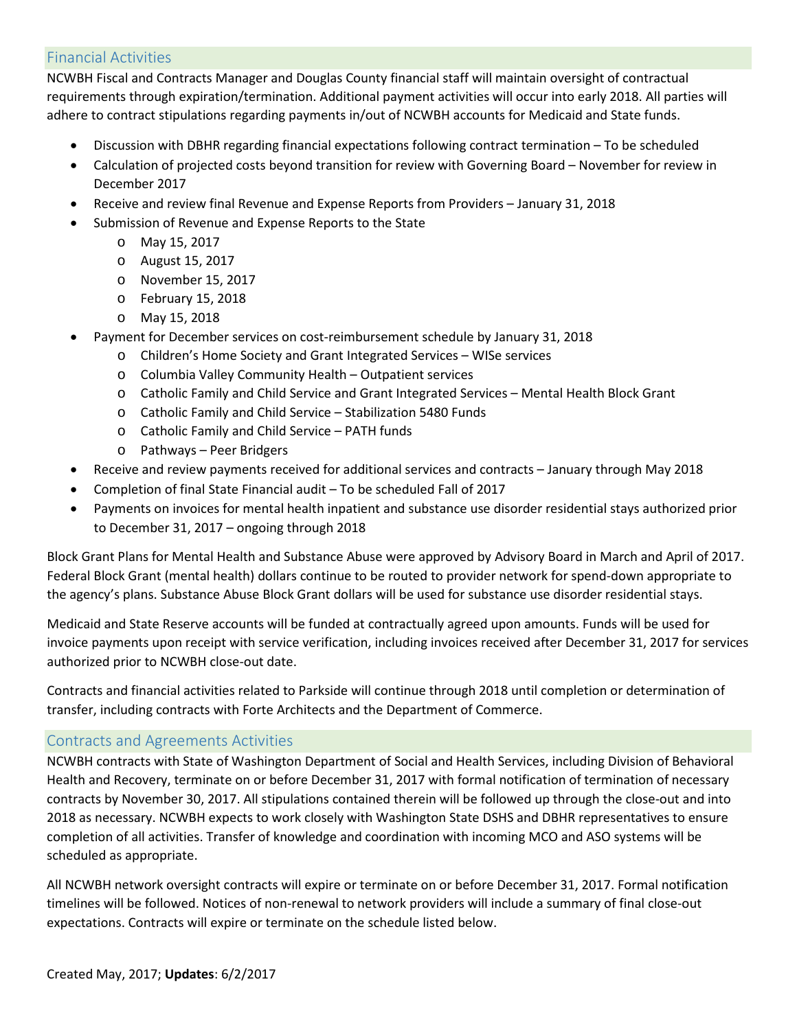## Financial Activities

NCWBH Fiscal and Contracts Manager and Douglas County financial staff will maintain oversight of contractual requirements through expiration/termination. Additional payment activities will occur into early 2018. All parties will adhere to contract stipulations regarding payments in/out of NCWBH accounts for Medicaid and State funds.

- Discussion with DBHR regarding financial expectations following contract termination – To be scheduled
- Calculation of projected costs beyond transition for review with Governing Board – November for review in December 2017
- Receive and review final Revenue and Expense Reports from Providers – January 31, 2018
- Submission of Revenue and Expense Reports to the State
  - May 15, 2017
  - August 15, 2017
  - November 15, 2017
  - February 15, 2018
  - May 15, 2018
- Payment for December services on cost-reimbursement schedule by January 31, 2018
  - Children's Home Society and Grant Integrated Services – WISe services
  - Columbia Valley Community Health – Outpatient services
  - Catholic Family and Child Service and Grant Integrated Services – Mental Health Block Grant
  - Catholic Family and Child Service – Stabilization 5480 Funds
  - Catholic Family and Child Service – PATH funds
  - Pathways – Peer Bridgers
- Receive and review payments received for additional services and contracts – January through May 2018
- Completion of final State Financial audit – To be scheduled Fall of 2017
- Payments on invoices for mental health inpatient and substance use disorder residential stays authorized prior to December 31, 2017 – ongoing through 2018

Block Grant Plans for Mental Health and Substance Abuse were approved by Advisory Board in March and April of 2017. Federal Block Grant (mental health) dollars continue to be routed to provider network for spend-down appropriate to the agency's plans. Substance Abuse Block Grant dollars will be used for substance use disorder residential stays.

Medicaid and State Reserve accounts will be funded at contractually agreed upon amounts. Funds will be used for invoice payments upon receipt with service verification, including invoices received after December 31, 2017 for services authorized prior to NCWBH close-out date.

Contracts and financial activities related to Parkside will continue through 2018 until completion or determination of transfer, including contracts with Forte Architects and the Department of Commerce.

## Contracts and Agreements Activities

NCWBH contracts with State of Washington Department of Social and Health Services, including Division of Behavioral Health and Recovery, terminate on or before December 31, 2017 with formal notification of termination of necessary contracts by November 30, 2017. All stipulations contained therein will be followed up through the close-out and into 2018 as necessary. NCWBH expects to work closely with Washington State DSHS and DBHR representatives to ensure completion of all activities. Transfer of knowledge and coordination with incoming MCO and ASO systems will be scheduled as appropriate.

All NCWBH network oversight contracts will expire or terminate on or before December 31, 2017. Formal notification timelines will be followed. Notices of non-renewal to network providers will include a summary of final close-out expectations. Contracts will expire or terminate on the schedule listed below.

Created May, 2017; **Updates**: 6/2/2017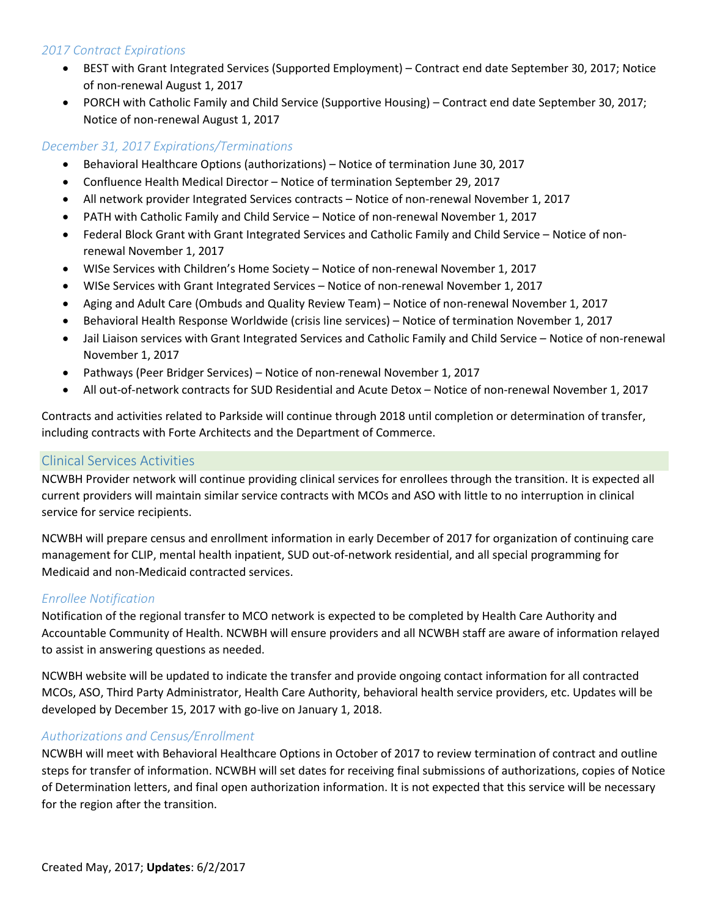### *2017 Contract Expirations*

- BEST with Grant Integrated Services (Supported Employment) – Contract end date September 30, 2017; Notice of non-renewal August 1, 2017
- PORCH with Catholic Family and Child Service (Supportive Housing) – Contract end date September 30, 2017; Notice of non-renewal August 1, 2017

### *December 31, 2017 Expirations/Terminations*

- Behavioral Healthcare Options (authorizations) – Notice of termination June 30, 2017
- Confluence Health Medical Director – Notice of termination September 29, 2017
- All network provider Integrated Services contracts – Notice of non-renewal November 1, 2017
- PATH with Catholic Family and Child Service – Notice of non-renewal November 1, 2017
- Federal Block Grant with Grant Integrated Services and Catholic Family and Child Service – Notice of non-renewal November 1, 2017
- WISe Services with Children's Home Society – Notice of non-renewal November 1, 2017
- WISe Services with Grant Integrated Services – Notice of non-renewal November 1, 2017
- Aging and Adult Care (Ombuds and Quality Review Team) – Notice of non-renewal November 1, 2017
- Behavioral Health Response Worldwide (crisis line services) – Notice of termination November 1, 2017
- Jail Liaison services with Grant Integrated Services and Catholic Family and Child Service – Notice of non-renewal November 1, 2017
- Pathways (Peer Bridger Services) – Notice of non-renewal November 1, 2017
- All out-of-network contracts for SUD Residential and Acute Detox – Notice of non-renewal November 1, 2017

Contracts and activities related to Parkside will continue through 2018 until completion or determination of transfer, including contracts with Forte Architects and the Department of Commerce.

## Clinical Services Activities

NCWBH Provider network will continue providing clinical services for enrollees through the transition. It is expected all current providers will maintain similar service contracts with MCOs and ASO with little to no interruption in clinical service for service recipients.

NCWBH will prepare census and enrollment information in early December of 2017 for organization of continuing care management for CLIP, mental health inpatient, SUD out-of-network residential, and all special programming for Medicaid and non-Medicaid contracted services.

### *Enrollee Notification*

Notification of the regional transfer to MCO network is expected to be completed by Health Care Authority and Accountable Community of Health. NCWBH will ensure providers and all NCWBH staff are aware of information relayed to assist in answering questions as needed.

NCWBH website will be updated to indicate the transfer and provide ongoing contact information for all contracted MCOs, ASO, Third Party Administrator, Health Care Authority, behavioral health service providers, etc. Updates will be developed by December 15, 2017 with go-live on January 1, 2018.

### *Authorizations and Census/Enrollment*

NCWBH will meet with Behavioral Healthcare Options in October of 2017 to review termination of contract and outline steps for transfer of information. NCWBH will set dates for receiving final submissions of authorizations, copies of Notice of Determination letters, and final open authorization information. It is not expected that this service will be necessary for the region after the transition.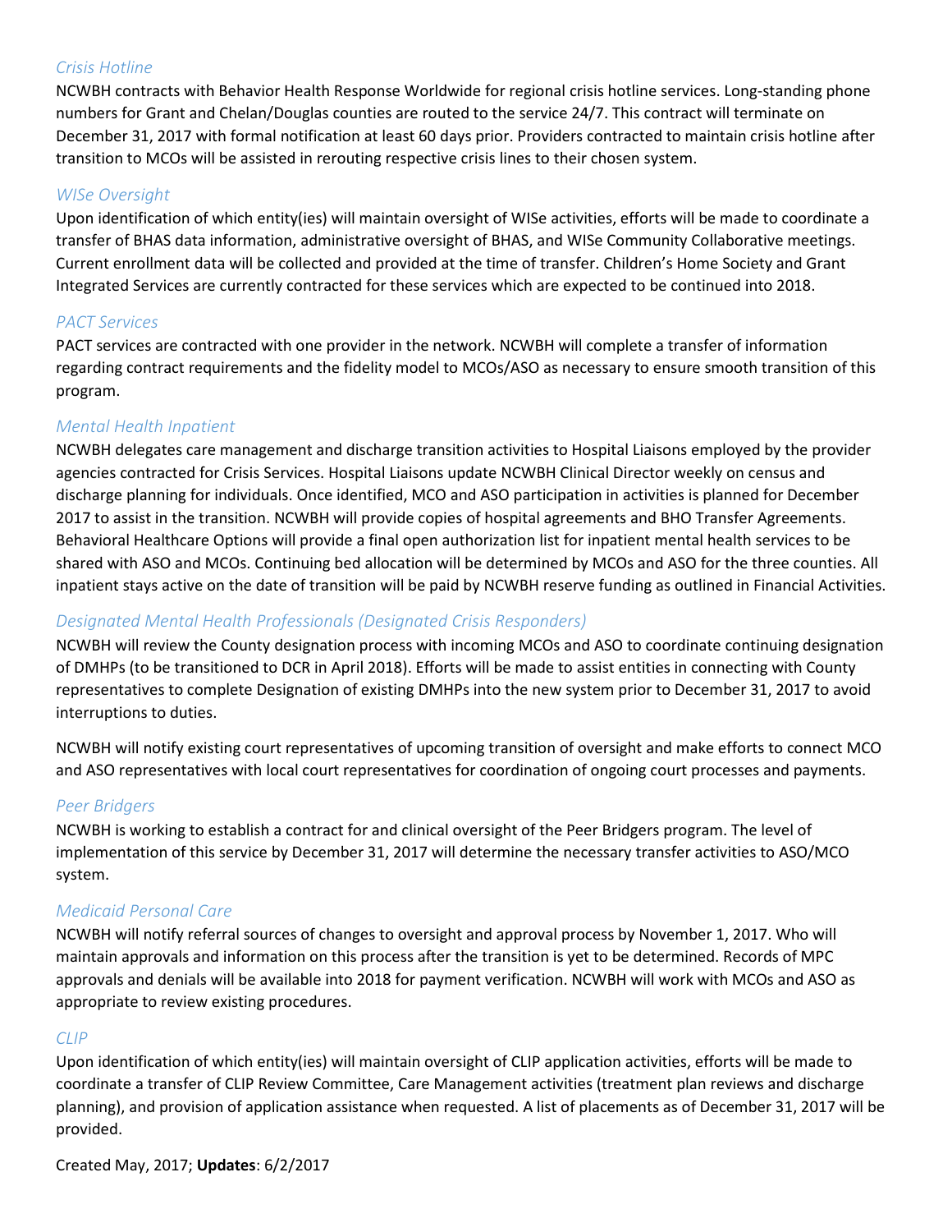### *Crisis Hotline*

NCWBH contracts with Behavior Health Response Worldwide for regional crisis hotline services. Long-standing phone numbers for Grant and Chelan/Douglas counties are routed to the service 24/7. This contract will terminate on December 31, 2017 with formal notification at least 60 days prior. Providers contracted to maintain crisis hotline after transition to MCOs will be assisted in rerouting respective crisis lines to their chosen system.

### *WISe Oversight*

Upon identification of which entity(ies) will maintain oversight of WISe activities, efforts will be made to coordinate a transfer of BHAS data information, administrative oversight of BHAS, and WISe Community Collaborative meetings. Current enrollment data will be collected and provided at the time of transfer. Children's Home Society and Grant Integrated Services are currently contracted for these services which are expected to be continued into 2018.

### *PACT Services*

PACT services are contracted with one provider in the network. NCWBH will complete a transfer of information regarding contract requirements and the fidelity model to MCOs/ASO as necessary to ensure smooth transition of this program.

### *Mental Health Inpatient*

NCWBH delegates care management and discharge transition activities to Hospital Liaisons employed by the provider agencies contracted for Crisis Services. Hospital Liaisons update NCWBH Clinical Director weekly on census and discharge planning for individuals. Once identified, MCO and ASO participation in activities is planned for December 2017 to assist in the transition. NCWBH will provide copies of hospital agreements and BHO Transfer Agreements. Behavioral Healthcare Options will provide a final open authorization list for inpatient mental health services to be shared with ASO and MCOs. Continuing bed allocation will be determined by MCOs and ASO for the three counties. All inpatient stays active on the date of transition will be paid by NCWBH reserve funding as outlined in Financial Activities.

### *Designated Mental Health Professionals (Designated Crisis Responders)*

NCWBH will review the County designation process with incoming MCOs and ASO to coordinate continuing designation of DMHPs (to be transitioned to DCR in April 2018). Efforts will be made to assist entities in connecting with County representatives to complete Designation of existing DMHPs into the new system prior to December 31, 2017 to avoid interruptions to duties.

NCWBH will notify existing court representatives of upcoming transition of oversight and make efforts to connect MCO and ASO representatives with local court representatives for coordination of ongoing court processes and payments.

### *Peer Bridgers*

NCWBH is working to establish a contract for and clinical oversight of the Peer Bridgers program. The level of implementation of this service by December 31, 2017 will determine the necessary transfer activities to ASO/MCO system.

### *Medicaid Personal Care*

NCWBH will notify referral sources of changes to oversight and approval process by November 1, 2017. Who will maintain approvals and information on this process after the transition is yet to be determined. Records of MPC approvals and denials will be available into 2018 for payment verification. NCWBH will work with MCOs and ASO as appropriate to review existing procedures.

### *CLIP*

Upon identification of which entity(ies) will maintain oversight of CLIP application activities, efforts will be made to coordinate a transfer of CLIP Review Committee, Care Management activities (treatment plan reviews and discharge planning), and provision of application assistance when requested. A list of placements as of December 31, 2017 will be provided.

Created May, 2017; **Updates**: 6/2/2017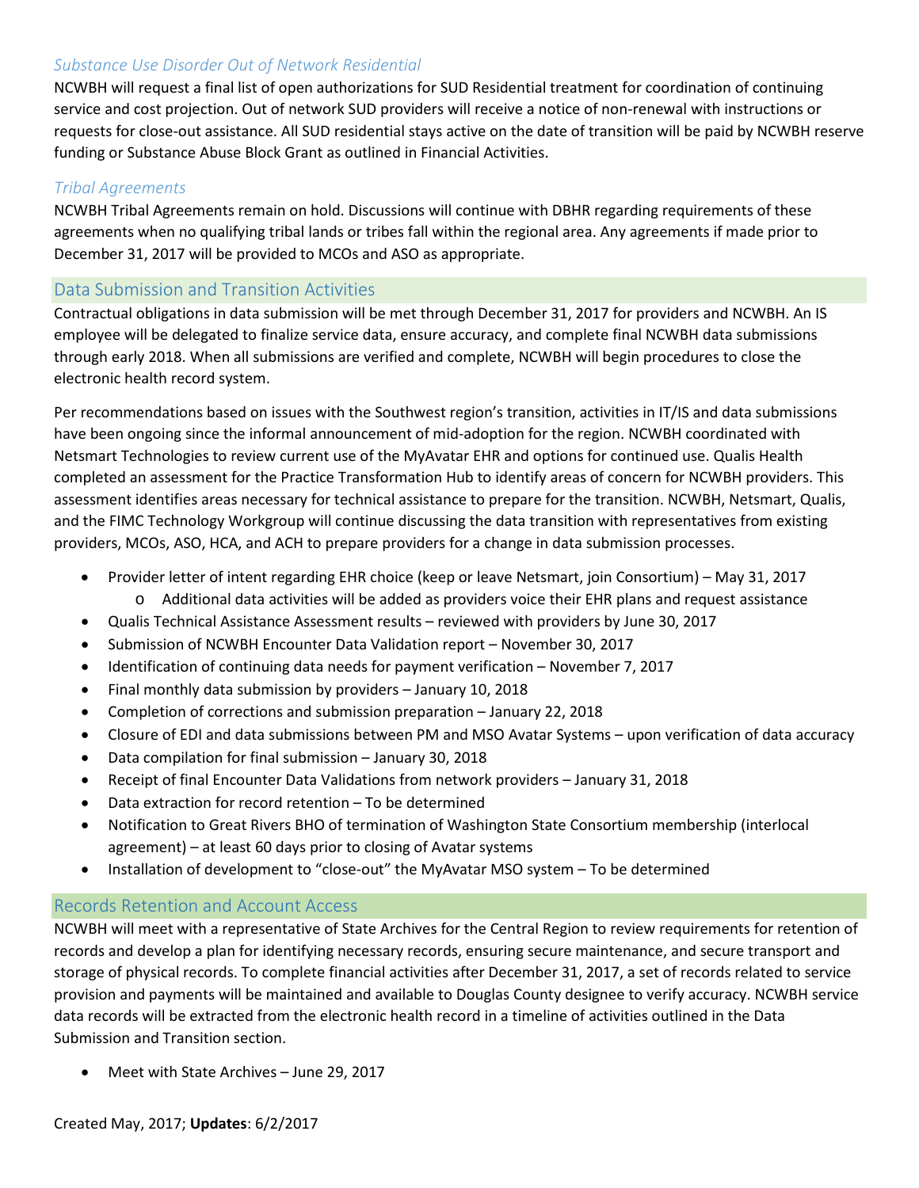### *Substance Use Disorder Out of Network Residential*

NCWBH will request a final list of open authorizations for SUD Residential treatment for coordination of continuing service and cost projection. Out of network SUD providers will receive a notice of non-renewal with instructions or requests for close-out assistance. All SUD residential stays active on the date of transition will be paid by NCWBH reserve funding or Substance Abuse Block Grant as outlined in Financial Activities.

### *Tribal Agreements*

NCWBH Tribal Agreements remain on hold. Discussions will continue with DBHR regarding requirements of these agreements when no qualifying tribal lands or tribes fall within the regional area. Any agreements if made prior to December 31, 2017 will be provided to MCOs and ASO as appropriate.

## Data Submission and Transition Activities

Contractual obligations in data submission will be met through December 31, 2017 for providers and NCWBH. An IS employee will be delegated to finalize service data, ensure accuracy, and complete final NCWBH data submissions through early 2018. When all submissions are verified and complete, NCWBH will begin procedures to close the electronic health record system.

Per recommendations based on issues with the Southwest region's transition, activities in IT/IS and data submissions have been ongoing since the informal announcement of mid-adoption for the region. NCWBH coordinated with Netsmart Technologies to review current use of the MyAvatar EHR and options for continued use. Qualis Health completed an assessment for the Practice Transformation Hub to identify areas of concern for NCWBH providers. This assessment identifies areas necessary for technical assistance to prepare for the transition. NCWBH, Netsmart, Qualis, and the FIMC Technology Workgroup will continue discussing the data transition with representatives from existing providers, MCOs, ASO, HCA, and ACH to prepare providers for a change in data submission processes.

- Provider letter of intent regarding EHR choice (keep or leave Netsmart, join Consortium) – May 31, 2017
  - Additional data activities will be added as providers voice their EHR plans and request assistance
- Qualis Technical Assistance Assessment results – reviewed with providers by June 30, 2017
- Submission of NCWBH Encounter Data Validation report – November 30, 2017
- Identification of continuing data needs for payment verification – November 7, 2017
- Final monthly data submission by providers – January 10, 2018
- Completion of corrections and submission preparation – January 22, 2018
- Closure of EDI and data submissions between PM and MSO Avatar Systems – upon verification of data accuracy
- Data compilation for final submission – January 30, 2018
- Receipt of final Encounter Data Validations from network providers – January 31, 2018
- Data extraction for record retention – To be determined
- Notification to Great Rivers BHO of termination of Washington State Consortium membership (interlocal agreement) – at least 60 days prior to closing of Avatar systems
- Installation of development to "close-out" the MyAvatar MSO system – To be determined

## Records Retention and Account Access

NCWBH will meet with a representative of State Archives for the Central Region to review requirements for retention of records and develop a plan for identifying necessary records, ensuring secure maintenance, and secure transport and storage of physical records. To complete financial activities after December 31, 2017, a set of records related to service provision and payments will be maintained and available to Douglas County designee to verify accuracy. NCWBH service data records will be extracted from the electronic health record in a timeline of activities outlined in the Data Submission and Transition section.

- Meet with State Archives – June 29, 2017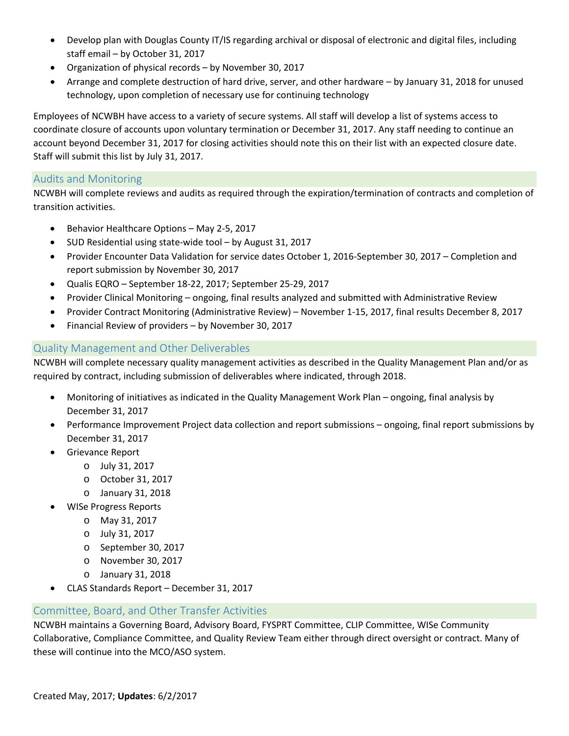- Develop plan with Douglas County IT/IS regarding archival or disposal of electronic and digital files, including staff email – by October 31, 2017
- Organization of physical records – by November 30, 2017
- Arrange and complete destruction of hard drive, server, and other hardware – by January 31, 2018 for unused technology, upon completion of necessary use for continuing technology

Employees of NCWBH have access to a variety of secure systems. All staff will develop a list of systems access to coordinate closure of accounts upon voluntary termination or December 31, 2017. Any staff needing to continue an account beyond December 31, 2017 for closing activities should note this on their list with an expected closure date. Staff will submit this list by July 31, 2017.

## Audits and Monitoring

NCWBH will complete reviews and audits as required through the expiration/termination of contracts and completion of transition activities.

- Behavior Healthcare Options – May 2-5, 2017
- SUD Residential using state-wide tool – by August 31, 2017
- Provider Encounter Data Validation for service dates October 1, 2016-September 30, 2017 – Completion and report submission by November 30, 2017
- Qualis EQRO – September 18-22, 2017; September 25-29, 2017
- Provider Clinical Monitoring – ongoing, final results analyzed and submitted with Administrative Review
- Provider Contract Monitoring (Administrative Review) – November 1-15, 2017, final results December 8, 2017
- Financial Review of providers – by November 30, 2017

## Quality Management and Other Deliverables

NCWBH will complete necessary quality management activities as described in the Quality Management Plan and/or as required by contract, including submission of deliverables where indicated, through 2018.

- Monitoring of initiatives as indicated in the Quality Management Work Plan – ongoing, final analysis by December 31, 2017
- Performance Improvement Project data collection and report submissions – ongoing, final report submissions by December 31, 2017
- Grievance Report
  - July 31, 2017
  - October 31, 2017
  - January 31, 2018
- WISe Progress Reports
  - May 31, 2017
  - July 31, 2017
  - September 30, 2017
  - November 30, 2017
  - January 31, 2018
- CLAS Standards Report – December 31, 2017

## Committee, Board, and Other Transfer Activities

NCWBH maintains a Governing Board, Advisory Board, FYSPRT Committee, CLIP Committee, WISe Community Collaborative, Compliance Committee, and Quality Review Team either through direct oversight or contract. Many of these will continue into the MCO/ASO system.

Created May, 2017; **Updates**: 6/2/2017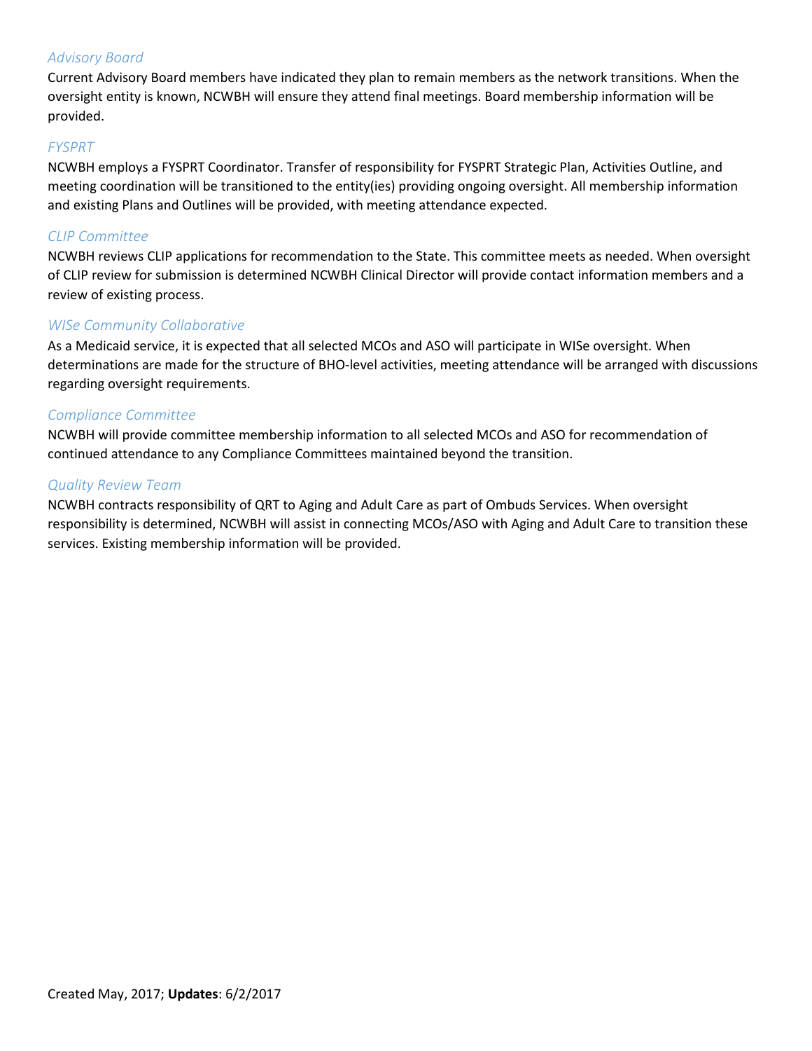### *Advisory Board*

Current Advisory Board members have indicated they plan to remain members as the network transitions. When the oversight entity is known, NCWBH will ensure they attend final meetings. Board membership information will be provided.

### *FYSPRT*

NCWBH employs a FYSPRT Coordinator. Transfer of responsibility for FYSPRT Strategic Plan, Activities Outline, and meeting coordination will be transitioned to the entity(ies) providing ongoing oversight. All membership information and existing Plans and Outlines will be provided, with meeting attendance expected.

### *CLIP Committee*

NCWBH reviews CLIP applications for recommendation to the State. This committee meets as needed. When oversight of CLIP review for submission is determined NCWBH Clinical Director will provide contact information members and a review of existing process.

### *WISe Community Collaborative*

As a Medicaid service, it is expected that all selected MCOs and ASO will participate in WISe oversight. When determinations are made for the structure of BHO-level activities, meeting attendance will be arranged with discussions regarding oversight requirements.

### *Compliance Committee*

NCWBH will provide committee membership information to all selected MCOs and ASO for recommendation of continued attendance to any Compliance Committees maintained beyond the transition.

### *Quality Review Team*

NCWBH contracts responsibility of QRT to Aging and Adult Care as part of Ombuds Services. When oversight responsibility is determined, NCWBH will assist in connecting MCOs/ASO with Aging and Adult Care to transition these services. Existing membership information will be provided.

Created May, 2017; **Updates**: 6/2/2017